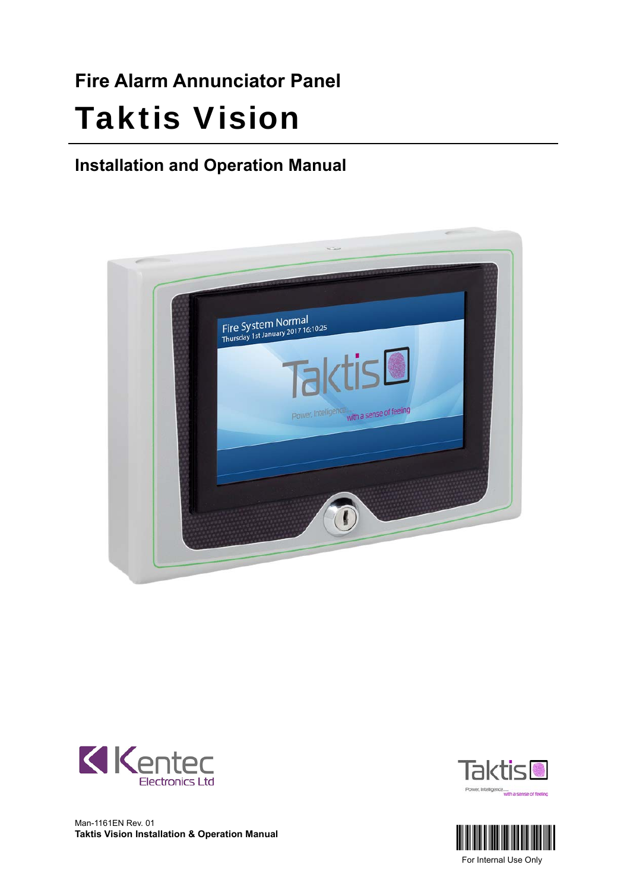# Fire Alarm Annunciator Panel

# Taktis Vision

## Installation and Operation Manual

Man-1161EN Rev. 01

**Taktis Vision Installation & Operation Manual**

For Internal Use Only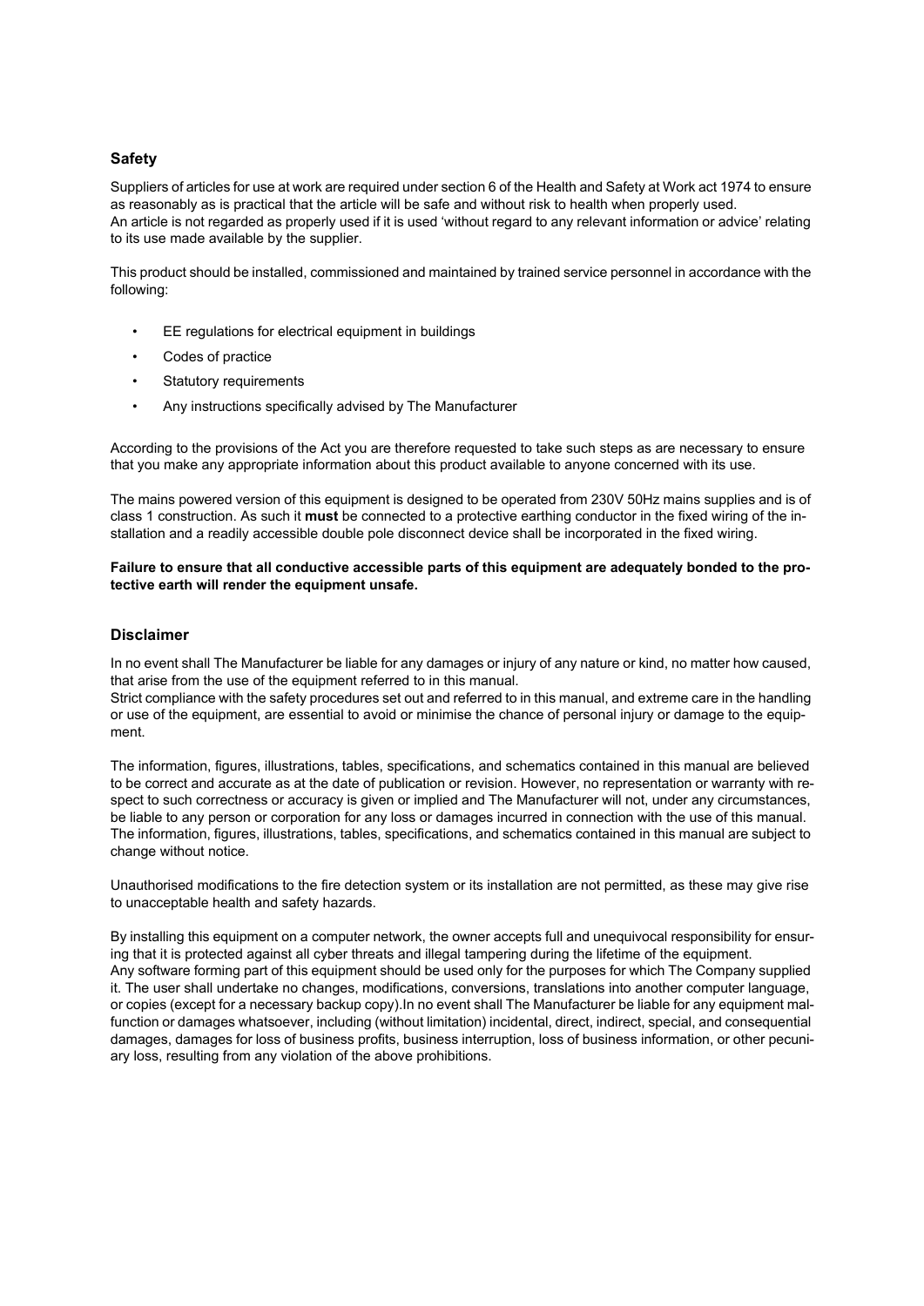## Safety

Suppliers of articles for use at work are required under section 6 of the Health and Safety at Work act 1974 to ensure as reasonably as is practical that the article will be safe and without risk to health when properly used.
An article is not regarded as properly used if it is used 'without regard to any relevant information or advice' relating to its use made available by the supplier.

This product should be installed, commissioned and maintained by trained service personnel in accordance with the following:

- EE regulations for electrical equipment in buildings
- Codes of practice
- Statutory requirements
- Any instructions specifically advised by The Manufacturer

According to the provisions of the Act you are therefore requested to take such steps as are necessary to ensure that you make any appropriate information about this product available to anyone concerned with its use.

The mains powered version of this equipment is designed to be operated from 230V 50Hz mains supplies and is of class 1 construction. As such it **must** be connected to a protective earthing conductor in the fixed wiring of the installation and a readily accessible double pole disconnect device shall be incorporated in the fixed wiring.

**Failure to ensure that all conductive accessible parts of this equipment are adequately bonded to the protective earth will render the equipment unsafe.**

## Disclaimer

In no event shall The Manufacturer be liable for any damages or injury of any nature or kind, no matter how caused, that arise from the use of the equipment referred to in this manual.
Strict compliance with the safety procedures set out and referred to in this manual, and extreme care in the handling or use of the equipment, are essential to avoid or minimise the chance of personal injury or damage to the equipment.

The information, figures, illustrations, tables, specifications, and schematics contained in this manual are believed to be correct and accurate as at the date of publication or revision. However, no representation or warranty with respect to such correctness or accuracy is given or implied and The Manufacturer will not, under any circumstances, be liable to any person or corporation for any loss or damages incurred in connection with the use of this manual. The information, figures, illustrations, tables, specifications, and schematics contained in this manual are subject to change without notice.

Unauthorised modifications to the fire detection system or its installation are not permitted, as these may give rise to unacceptable health and safety hazards.

By installing this equipment on a computer network, the owner accepts full and unequivocal responsibility for ensuring that it is protected against all cyber threats and illegal tampering during the lifetime of the equipment.
Any software forming part of this equipment should be used only for the purposes for which The Company supplied it. The user shall undertake no changes, modifications, conversions, translations into another computer language, or copies (except for a necessary backup copy).In no event shall The Manufacturer be liable for any equipment malfunction or damages whatsoever, including (without limitation) incidental, direct, indirect, special, and consequential damages, damages for loss of business profits, business interruption, loss of business information, or other pecuniary loss, resulting from any violation of the above prohibitions.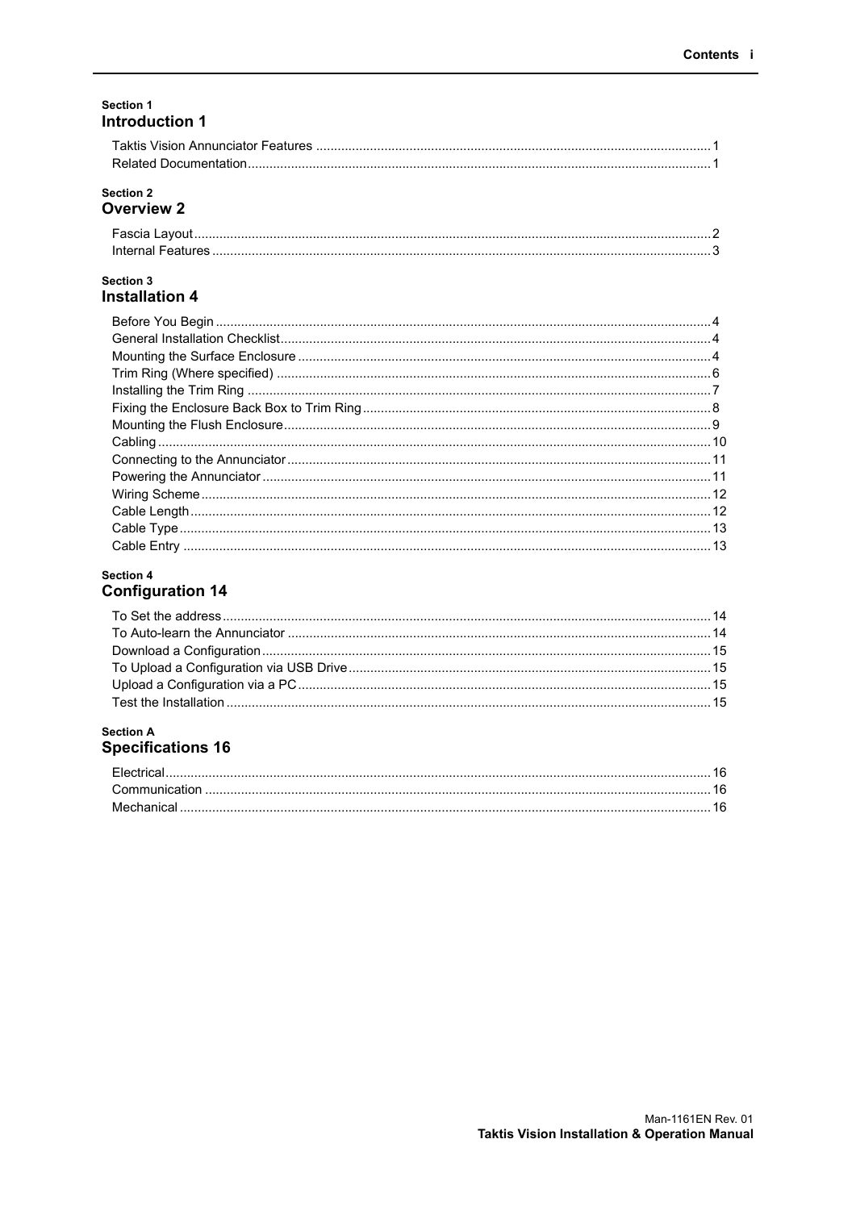# Contents

Section 1

## Introduction 1

- Taktis Vision Annunciator Features ... 1
- Related Documentation ... 1

Section 2

## Overview 2

- Fascia Layout ... 2
- Internal Features ... 3

Section 3

## Installation 4

- Before You Begin ... 4
- General Installation Checklist ... 4
- Mounting the Surface Enclosure ... 4
- Trim Ring (Where specified) ... 6
- Installing the Trim Ring ... 7
- Fixing the Enclosure Back Box to Trim Ring ... 8
- Mounting the Flush Enclosure ... 9
- Cabling ... 10
- Connecting to the Annunciator ... 11
- Powering the Annunciator ... 11
- Wiring Scheme ... 12
- Cable Length ... 12
- Cable Type ... 13
- Cable Entry ... 13

Section 4

## Configuration 14

- To Set the address ... 14
- To Auto-learn the Annunciator ... 14
- Download a Configuration ... 15
- To Upload a Configuration via USB Drive ... 15
- Upload a Configuration via a PC ... 15
- Test the Installation ... 15

Section A

## Specifications 16

- Electrical ... 16
- Communication ... 16
- Mechanical ... 16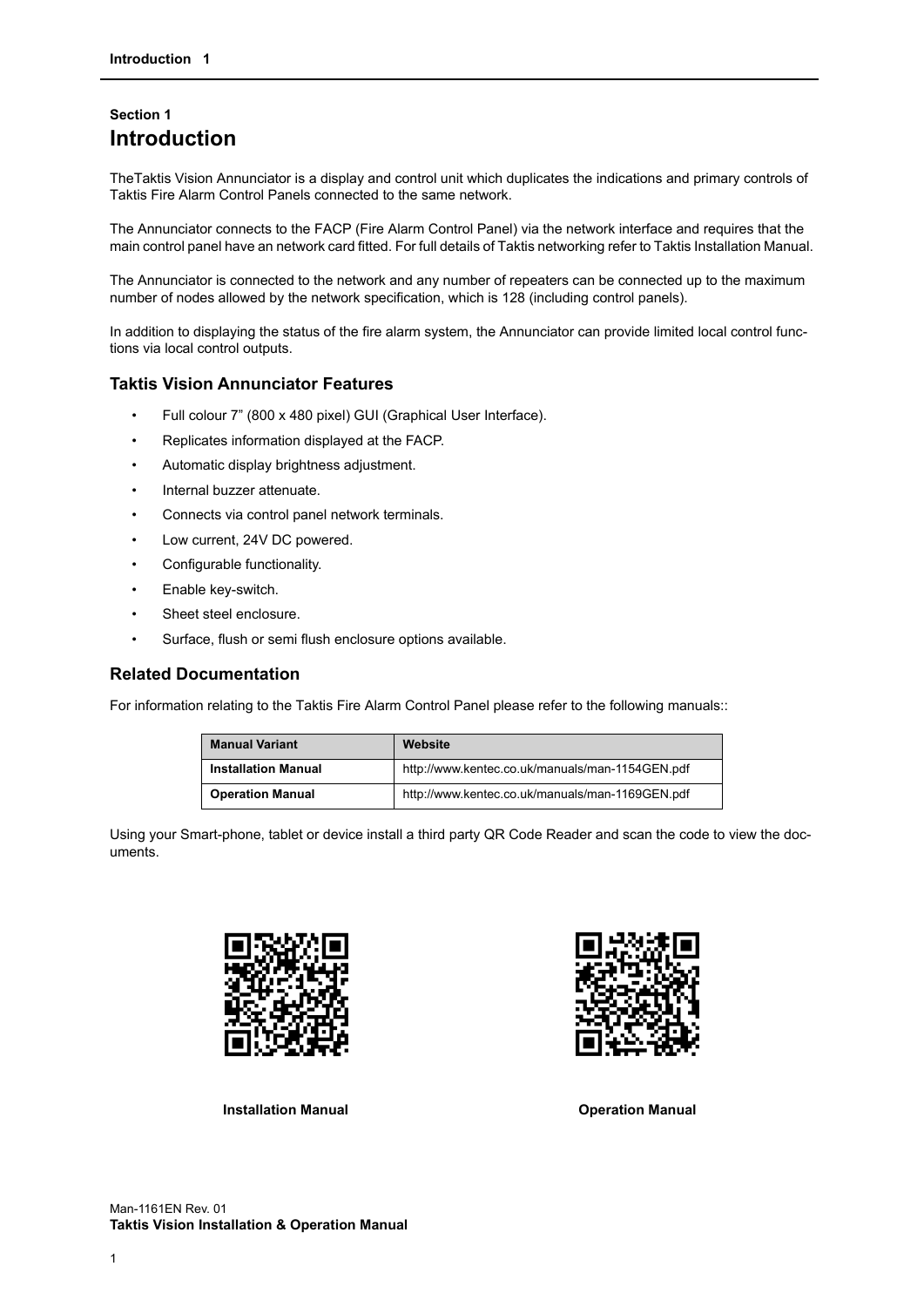Section 1

# Introduction

TheTaktis Vision Annunciator is a display and control unit which duplicates the indications and primary controls of Taktis Fire Alarm Control Panels connected to the same network.

The Annunciator connects to the FACP (Fire Alarm Control Panel) via the network interface and requires that the main control panel have an network card fitted. For full details of Taktis networking refer to Taktis Installation Manual.

The Annunciator is connected to the network and any number of repeaters can be connected up to the maximum number of nodes allowed by the network specification, which is 128 (including control panels).

In addition to displaying the status of the fire alarm system, the Annunciator can provide limited local control functions via local control outputs.

## Taktis Vision Annunciator Features

- Full colour 7” (800 x 480 pixel) GUI (Graphical User Interface).
- Replicates information displayed at the FACP.
- Automatic display brightness adjustment.
- Internal buzzer attenuate.
- Connects via control panel network terminals.
- Low current, 24V DC powered.
- Configurable functionality.
- Enable key-switch.
- Sheet steel enclosure.
- Surface, flush or semi flush enclosure options available.

## Related Documentation

For information relating to the Taktis Fire Alarm Control Panel please refer to the following manuals::

| Manual Variant | Website |
|---|---|
| **Installation Manual** | http://www.kentec.co.uk/manuals/man-1154GEN.pdf |
| **Operation Manual** | http://www.kentec.co.uk/manuals/man-1169GEN.pdf |

Using your Smart-phone, tablet or device install a third party QR Code Reader and scan the code to view the documents.

**Installation Manual**

**Operation Manual**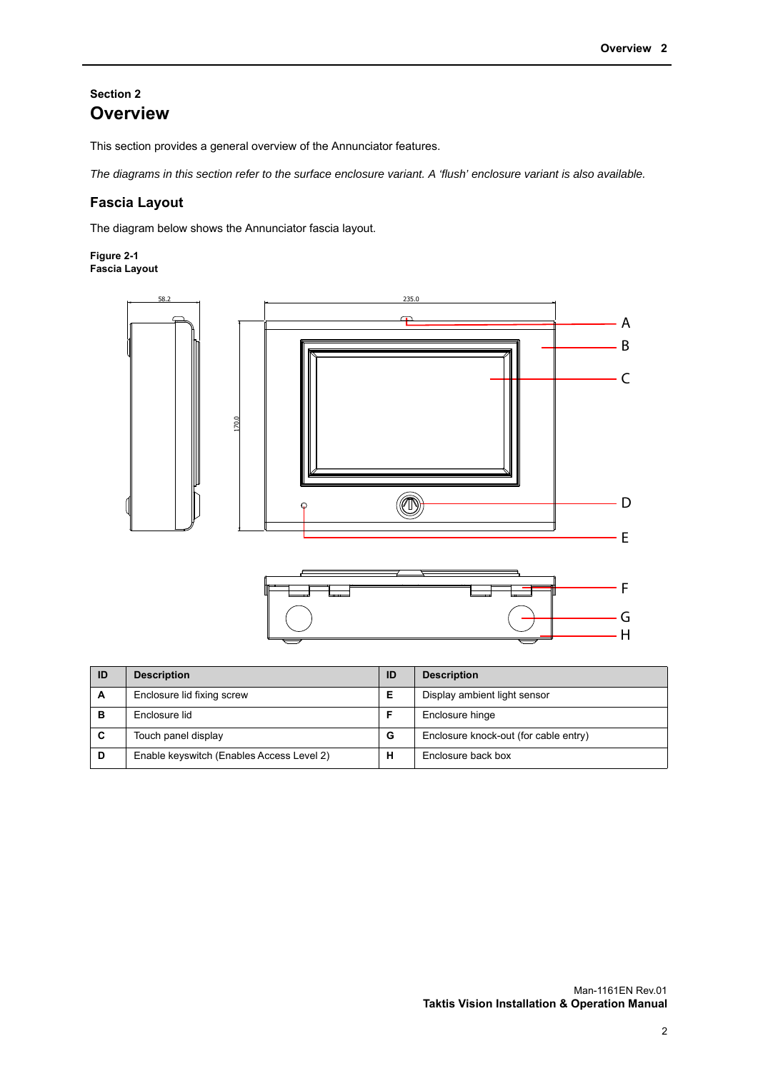## Section 2
# Overview

This section provides a general overview of the Annunciator features.

*The diagrams in this section refer to the surface enclosure variant. A 'flush' enclosure variant is also available.*

## Fascia Layout

The diagram below shows the Annunciator fascia layout.

**Figure 2-1**
**Fascia Layout**

| ID | Description | ID | Description |
|---|---|---|---|
| **A** | Enclosure lid fixing screw | **E** | Display ambient light sensor |
| **B** | Enclosure lid | **F** | Enclosure hinge |
| **C** | Touch panel display | **G** | Enclosure knock-out (for cable entry) |
| **D** | Enable keyswitch (Enables Access Level 2) | **H** | Enclosure back box |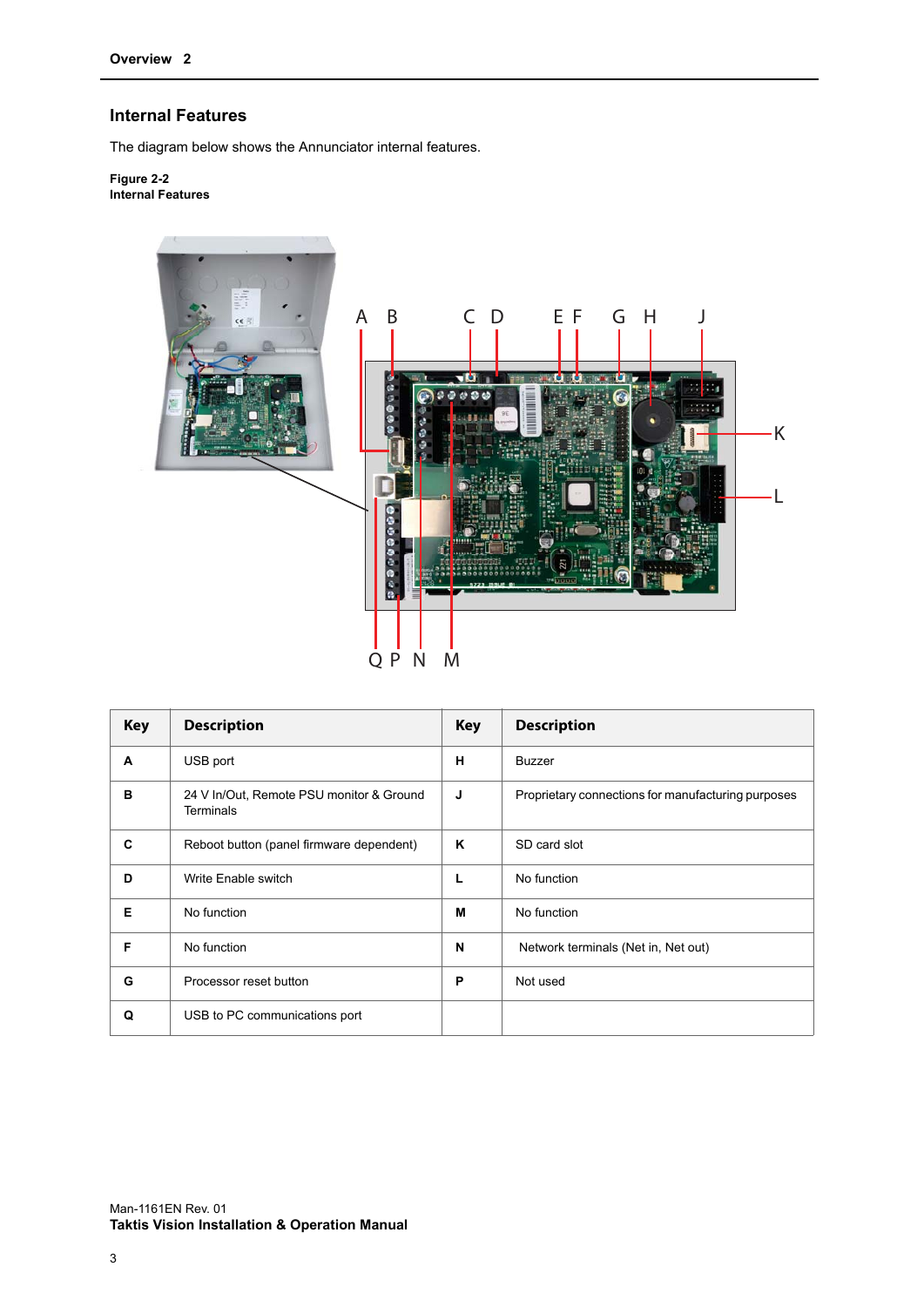## Internal Features

The diagram below shows the Annunciator internal features.

**Figure 2-2**
**Internal Features**

| Key | Description | Key | Description |
|---|---|---|---|
| **A** | USB port | **H** | Buzzer |
| **B** | 24 V In/Out, Remote PSU monitor & Ground Terminals | **J** | Proprietary connections for manufacturing purposes |
| **C** | Reboot button (panel firmware dependent) | **K** | SD card slot |
| **D** | Write Enable switch | **L** | No function |
| **E** | No function | **M** | No function |
| **F** | No function | **N** | Network terminals (Net in, Net out) |
| **G** | Processor reset button | **P** | Not used |
| **Q** | USB to PC communications port | | |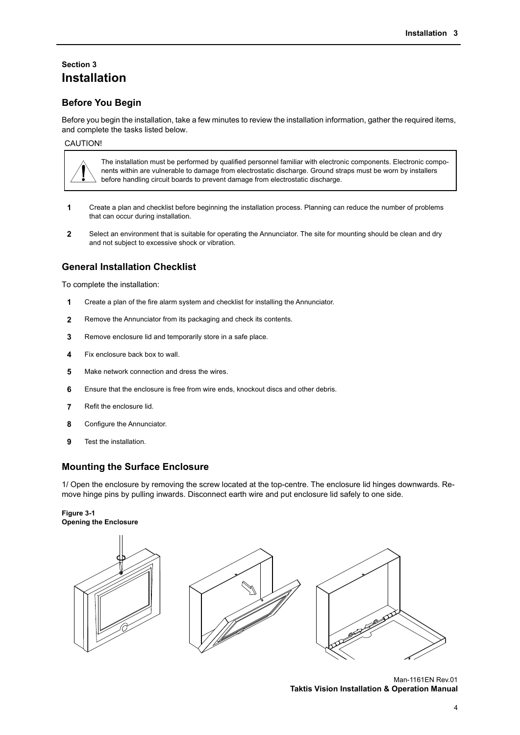Section 3

# Installation

## Before You Begin

Before you begin the installation, take a few minutes to review the installation information, gather the required items, and complete the tasks listed below.

CAUTION!

> The installation must be performed by qualified personnel familiar with electronic components. Electronic components within are vulnerable to damage from electrostatic discharge. Ground straps must be worn by installers before handling circuit boards to prevent damage from electrostatic discharge.

1. Create a plan and checklist before beginning the installation process. Planning can reduce the number of problems that can occur during installation.
2. Select an environment that is suitable for operating the Annunciator. The site for mounting should be clean and dry and not subject to excessive shock or vibration.

## General Installation Checklist

To complete the installation:

1. Create a plan of the fire alarm system and checklist for installing the Annunciator.
2. Remove the Annunciator from its packaging and check its contents.
3. Remove enclosure lid and temporarily store in a safe place.
4. Fix enclosure back box to wall.
5. Make network connection and dress the wires.
6. Ensure that the enclosure is free from wire ends, knockout discs and other debris.
7. Refit the enclosure lid.
8. Configure the Annunciator.
9. Test the installation.

## Mounting the Surface Enclosure

1/ Open the enclosure by removing the screw located at the top-centre. The enclosure lid hinges downwards. Remove hinge pins by pulling inwards. Disconnect earth wire and put enclosure lid safely to one side.

**Figure 3-1**
**Opening the Enclosure**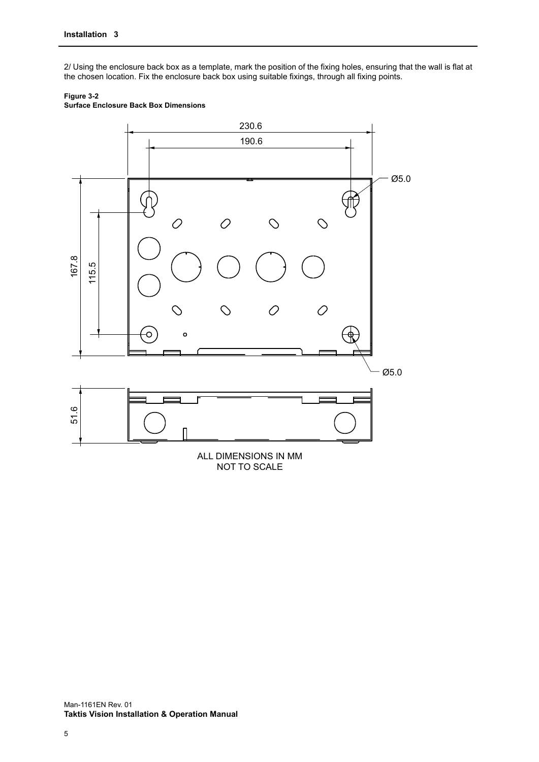2/ Using the enclosure back box as a template, mark the position of the fixing holes, ensuring that the wall is flat at the chosen location. Fix the enclosure back box using suitable fixings, through all fixing points.

**Figure 3-2**
**Surface Enclosure Back Box Dimensions**

230.6

190.6

Ø5.0

167.8

115.5

Ø5.0

51.6

ALL DIMENSIONS IN MM
NOT TO SCALE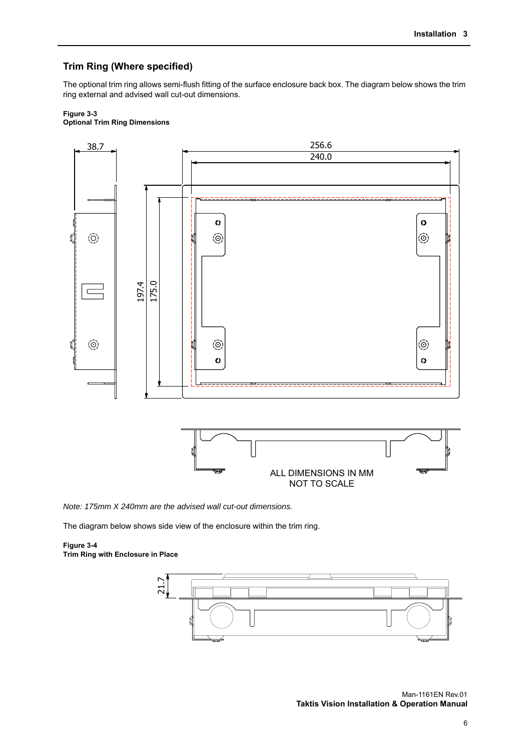## Trim Ring (Where specified)

The optional trim ring allows semi-flush fitting of the surface enclosure back box. The diagram below shows the trim ring external and advised wall cut-out dimensions.

**Figure 3-3**
**Optional Trim Ring Dimensions**

*Note: 175mm X 240mm are the advised wall cut-out dimensions.*

The diagram below shows side view of the enclosure within the trim ring.

**Figure 3-4**
**Trim Ring with Enclosure in Place**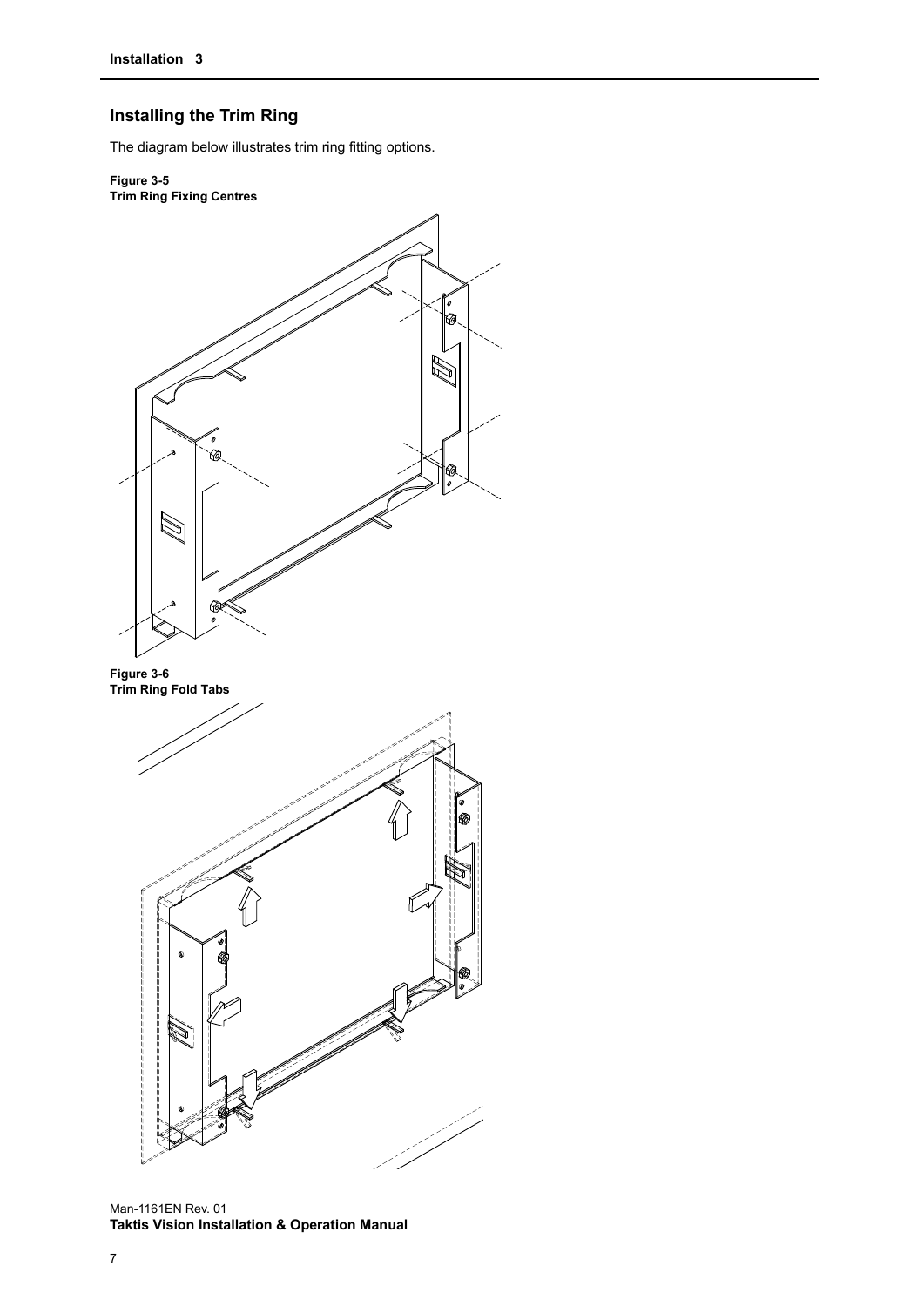## Installing the Trim Ring

The diagram below illustrates trim ring fitting options.

**Figure 3-5**
**Trim Ring Fixing Centres**

**Figure 3-6**
**Trim Ring Fold Tabs**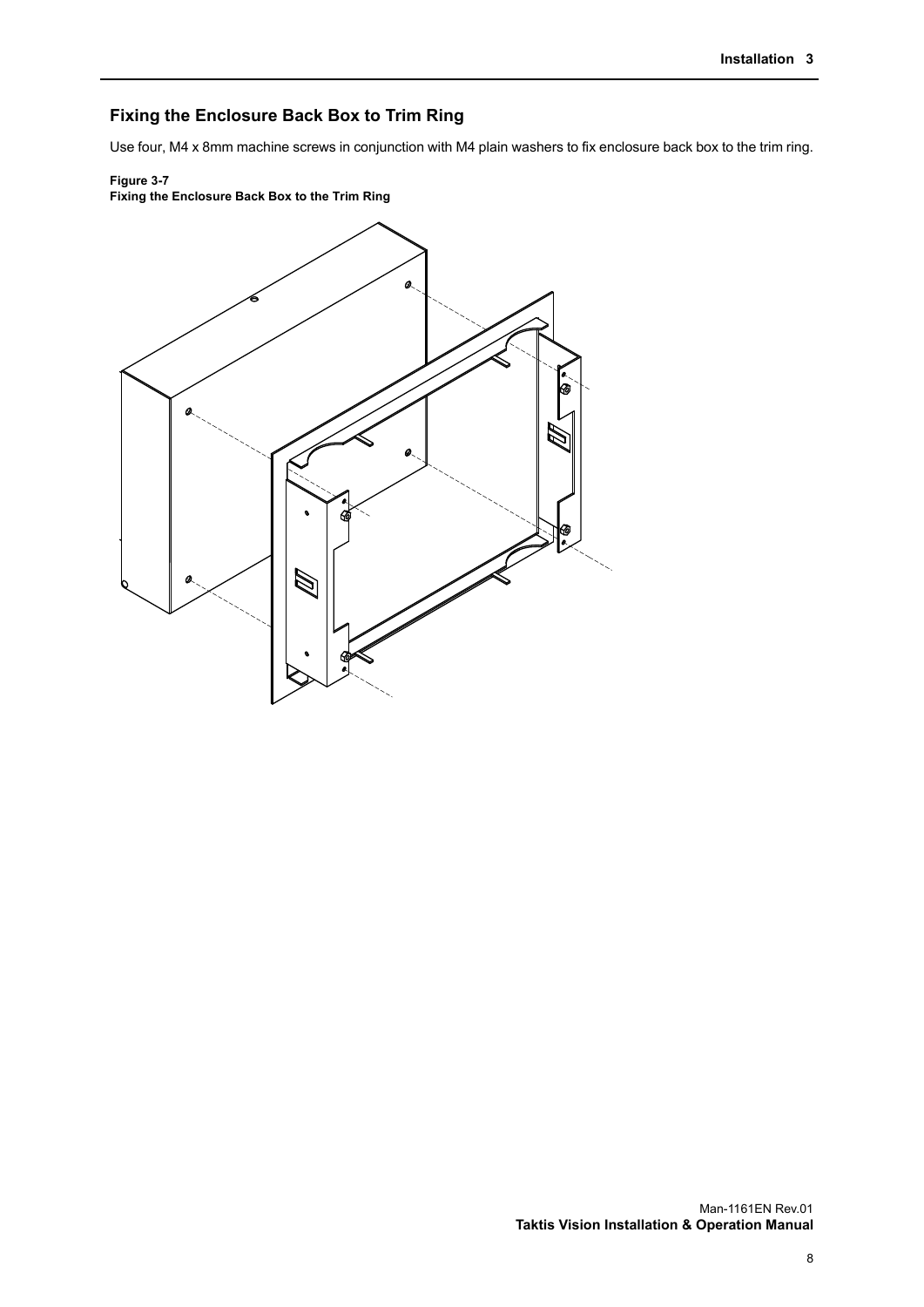## Fixing the Enclosure Back Box to Trim Ring

Use four, M4 x 8mm machine screws in conjunction with M4 plain washers to fix enclosure back box to the trim ring.

**Figure 3-7**
**Fixing the Enclosure Back Box to the Trim Ring**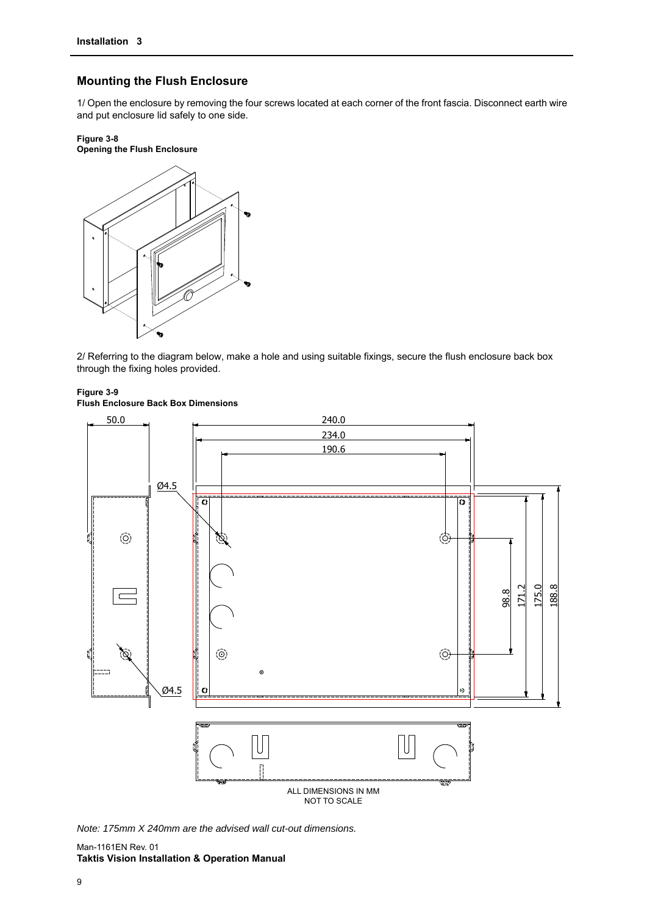## Mounting the Flush Enclosure

1/ Open the enclosure by removing the four screws located at each corner of the front fascia. Disconnect earth wire and put enclosure lid safely to one side.

**Figure 3-8**
**Opening the Flush Enclosure**

2/ Referring to the diagram below, make a hole and using suitable fixings, secure the flush enclosure back box through the fixing holes provided.

**Figure 3-9**
**Flush Enclosure Back Box Dimensions**

ALL DIMENSIONS IN MM
NOT TO SCALE

*Note: 175mm X 240mm are the advised wall cut-out dimensions.*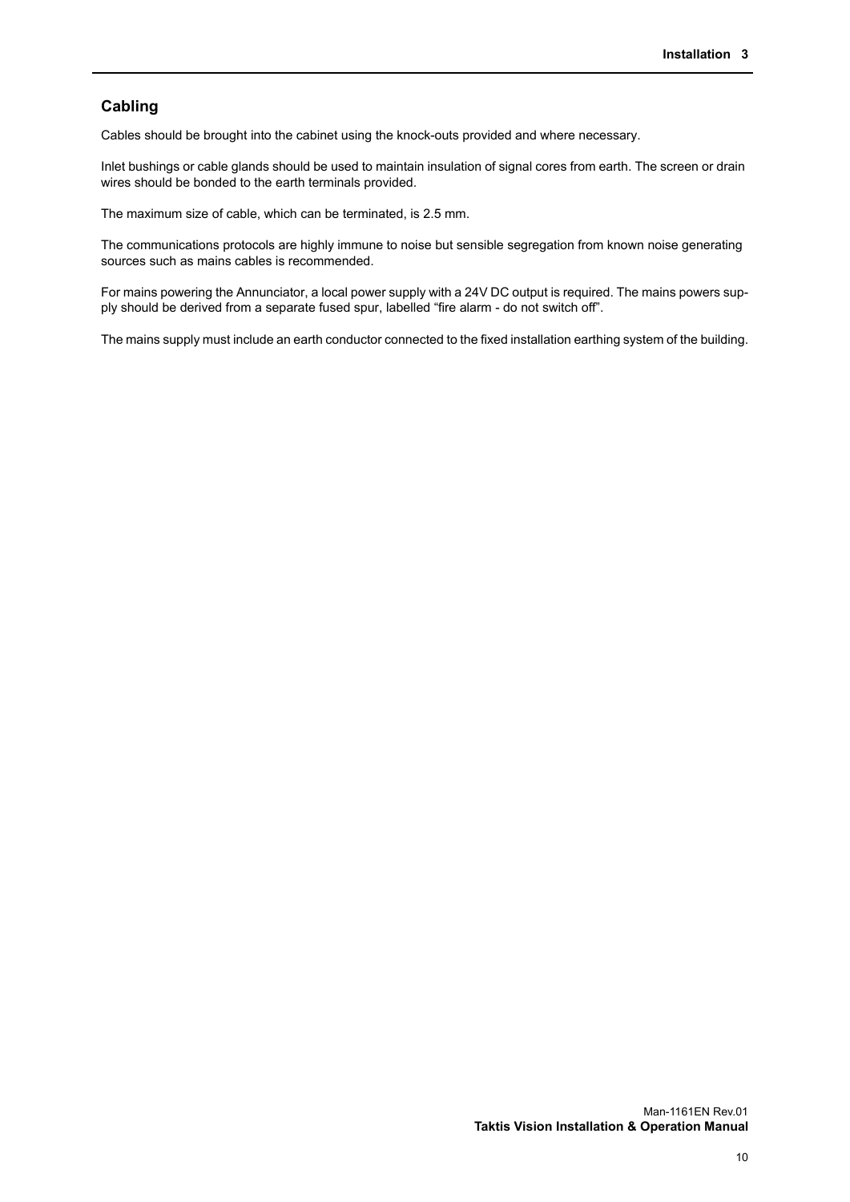## Cabling

Cables should be brought into the cabinet using the knock-outs provided and where necessary.

Inlet bushings or cable glands should be used to maintain insulation of signal cores from earth. The screen or drain wires should be bonded to the earth terminals provided.

The maximum size of cable, which can be terminated, is 2.5 mm.

The communications protocols are highly immune to noise but sensible segregation from known noise generating sources such as mains cables is recommended.

For mains powering the Annunciator, a local power supply with a 24V DC output is required. The mains powers supply should be derived from a separate fused spur, labelled “fire alarm - do not switch off”.

The mains supply must include an earth conductor connected to the fixed installation earthing system of the building.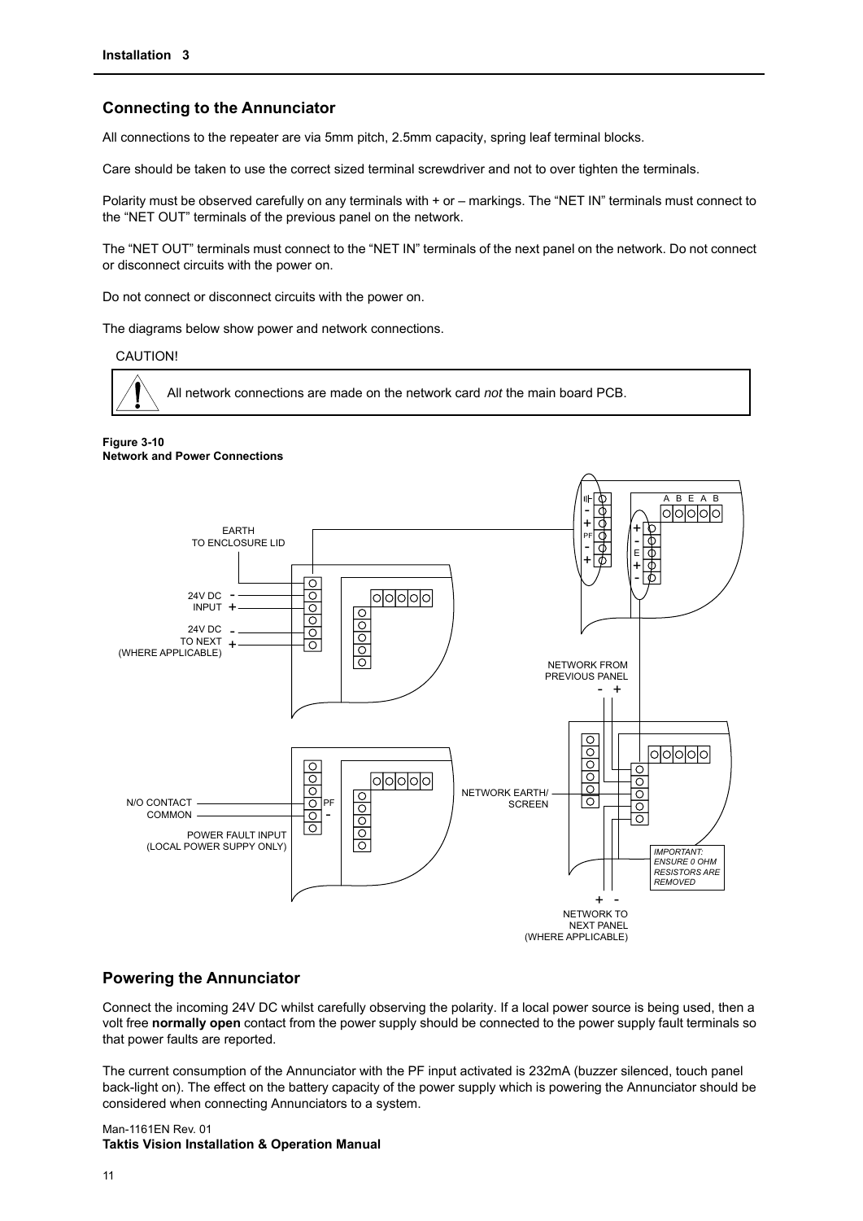## Connecting to the Annunciator

All connections to the repeater are via 5mm pitch, 2.5mm capacity, spring leaf terminal blocks.

Care should be taken to use the correct sized terminal screwdriver and not to over tighten the terminals.

Polarity must be observed carefully on any terminals with + or – markings. The “NET IN” terminals must connect to the “NET OUT” terminals of the previous panel on the network.

The “NET OUT” terminals must connect to the “NET IN” terminals of the next panel on the network. Do not connect or disconnect circuits with the power on.

Do not connect or disconnect circuits with the power on.

The diagrams below show power and network connections.

CAUTION!

All network connections are made on the network card *not* the main board PCB.

**Figure 3-10**
**Network and Power Connections**

EARTH TO ENCLOSURE LID

24V DC INPUT - +

24V DC TO NEXT (WHERE APPLICABLE) - +

N/O CONTACT

COMMON

PF -

POWER FAULT INPUT (LOCAL POWER SUPPY ONLY)

A B E A B

PF

E

NETWORK FROM PREVIOUS PANEL - +

NETWORK EARTH/ SCREEN

IMPORTANT: ENSURE 0 OHM RESISTORS ARE REMOVED

NETWORK TO NEXT PANEL (WHERE APPLICABLE) + -

## Powering the Annunciator

Connect the incoming 24V DC whilst carefully observing the polarity. If a local power source is being used, then a volt free **normally open** contact from the power supply should be connected to the power supply fault terminals so that power faults are reported.

The current consumption of the Annunciator with the PF input activated is 232mA (buzzer silenced, touch panel back-light on). The effect on the battery capacity of the power supply which is powering the Annunciator should be considered when connecting Annunciators to a system.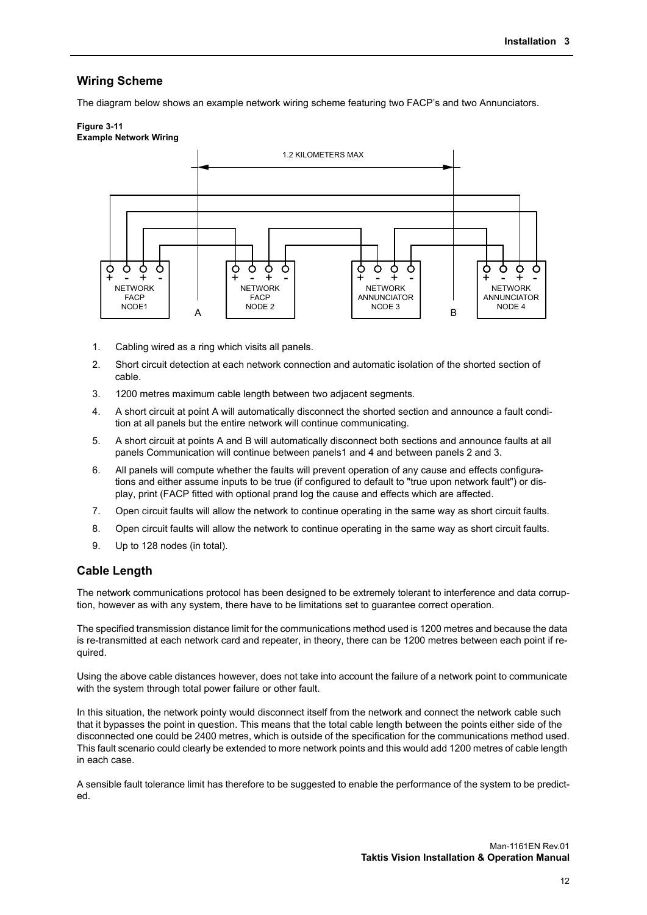## Wiring Scheme

The diagram below shows an example network wiring scheme featuring two FACP's and two Annunciators.

**Figure 3-11**
**Example Network Wiring**

1. Cabling wired as a ring which visits all panels.
2. Short circuit detection at each network connection and automatic isolation of the shorted section of cable.
3. 1200 metres maximum cable length between two adjacent segments.
4. A short circuit at point A will automatically disconnect the shorted section and announce a fault condition at all panels but the entire network will continue communicating.
5. A short circuit at points A and B will automatically disconnect both sections and announce faults at all panels Communication will continue between panels1 and 4 and between panels 2 and 3.
6. All panels will compute whether the faults will prevent operation of any cause and effects configurations and either assume inputs to be true (if configured to default to "true upon network fault") or display, print (FACP fitted with optional prand log the cause and effects which are affected.
7. Open circuit faults will allow the network to continue operating in the same way as short circuit faults.
8. Open circuit faults will allow the network to continue operating in the same way as short circuit faults.
9. Up to 128 nodes (in total).

## Cable Length

The network communications protocol has been designed to be extremely tolerant to interference and data corruption, however as with any system, there have to be limitations set to guarantee correct operation.

The specified transmission distance limit for the communications method used is 1200 metres and because the data is re-transmitted at each network card and repeater, in theory, there can be 1200 metres between each point if required.

Using the above cable distances however, does not take into account the failure of a network point to communicate with the system through total power failure or other fault.

In this situation, the network pointy would disconnect itself from the network and connect the network cable such that it bypasses the point in question. This means that the total cable length between the points either side of the disconnected one could be 2400 metres, which is outside of the specification for the communications method used. This fault scenario could clearly be extended to more network points and this would add 1200 metres of cable length in each case.

A sensible fault tolerance limit has therefore to be suggested to enable the performance of the system to be predicted.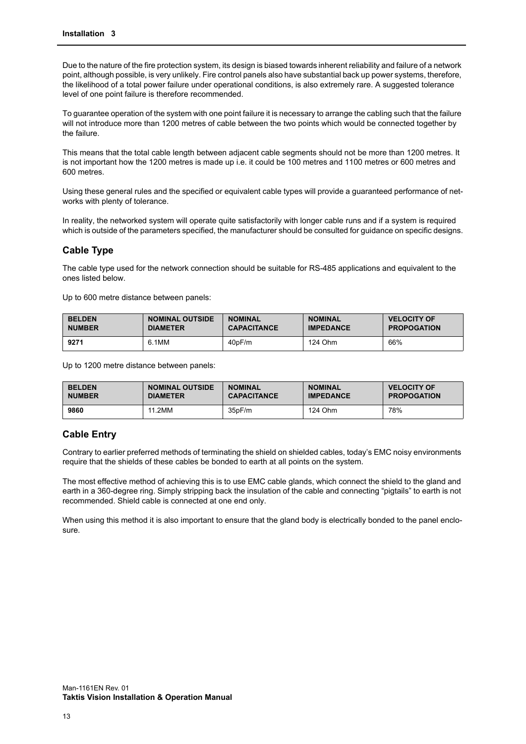Due to the nature of the fire protection system, its design is biased towards inherent reliability and failure of a network point, although possible, is very unlikely. Fire control panels also have substantial back up power systems, therefore, the likelihood of a total power failure under operational conditions, is also extremely rare. A suggested tolerance level of one point failure is therefore recommended.

To guarantee operation of the system with one point failure it is necessary to arrange the cabling such that the failure will not introduce more than 1200 metres of cable between the two points which would be connected together by the failure.

This means that the total cable length between adjacent cable segments should not be more than 1200 metres. It is not important how the 1200 metres is made up i.e. it could be 100 metres and 1100 metres or 600 metres and 600 metres.

Using these general rules and the specified or equivalent cable types will provide a guaranteed performance of networks with plenty of tolerance.

In reality, the networked system will operate quite satisfactorily with longer cable runs and if a system is required which is outside of the parameters specified, the manufacturer should be consulted for guidance on specific designs.

## Cable Type

The cable type used for the network connection should be suitable for RS-485 applications and equivalent to the ones listed below.

Up to 600 metre distance between panels:

| BELDEN NUMBER | NOMINAL OUTSIDE DIAMETER | NOMINAL CAPACITANCE | NOMINAL IMPEDANCE | VELOCITY OF PROPOGATION |
|---|---|---|---|---|
| **9271** | 6.1MM | 40pF/m | 124 Ohm | 66% |

Up to 1200 metre distance between panels:

| BELDEN NUMBER | NOMINAL OUTSIDE DIAMETER | NOMINAL CAPACITANCE | NOMINAL IMPEDANCE | VELOCITY OF PROPOGATION |
|---|---|---|---|---|
| **9860** | 11.2MM | 35pF/m | 124 Ohm | 78% |

## Cable Entry

Contrary to earlier preferred methods of terminating the shield on shielded cables, today's EMC noisy environments require that the shields of these cables be bonded to earth at all points on the system.

The most effective method of achieving this is to use EMC cable glands, which connect the shield to the gland and earth in a 360-degree ring. Simply stripping back the insulation of the cable and connecting "pigtails" to earth is not recommended. Shield cable is connected at one end only.

When using this method it is also important to ensure that the gland body is electrically bonded to the panel enclosure.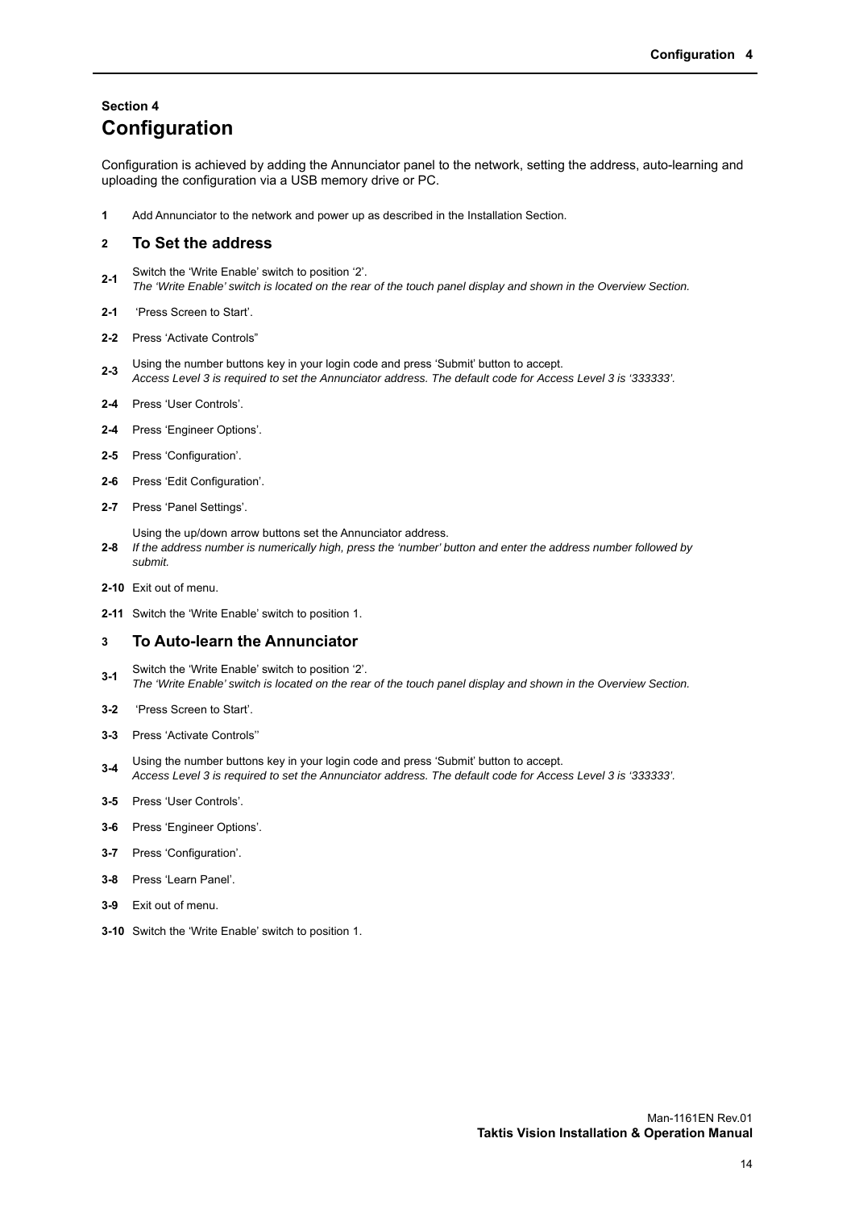## Section 4
# Configuration

Configuration is achieved by adding the Annunciator panel to the network, setting the address, auto-learning and uploading the configuration via a USB memory drive or PC.

**1** Add Annunciator to the network and power up as described in the Installation Section.

### 2 To Set the address

**2-1** Switch the 'Write Enable' switch to position '2'.
*The 'Write Enable' switch is located on the rear of the touch panel display and shown in the Overview Section.*

**2-1** 'Press Screen to Start'.

**2-2** Press 'Activate Controls"

**2-3** Using the number buttons key in your login code and press 'Submit' button to accept.
*Access Level 3 is required to set the Annunciator address. The default code for Access Level 3 is '333333'.*

**2-4** Press 'User Controls'.

**2-4** Press 'Engineer Options'.

**2-5** Press 'Configuration'.

**2-6** Press 'Edit Configuration'.

**2-7** Press 'Panel Settings'.

**2-8** Using the up/down arrow buttons set the Annunciator address.
*If the address number is numerically high, press the 'number' button and enter the address number followed by submit.*

**2-10** Exit out of menu.

**2-11** Switch the 'Write Enable' switch to position 1.

### 3 To Auto-learn the Annunciator

**3-1** Switch the 'Write Enable' switch to position '2'.
*The 'Write Enable' switch is located on the rear of the touch panel display and shown in the Overview Section.*

**3-2** 'Press Screen to Start'.

**3-3** Press 'Activate Controls''

**3-4** Using the number buttons key in your login code and press 'Submit' button to accept.
*Access Level 3 is required to set the Annunciator address. The default code for Access Level 3 is '333333'.*

**3-5** Press 'User Controls'.

**3-6** Press 'Engineer Options'.

**3-7** Press 'Configuration'.

**3-8** Press 'Learn Panel'.

**3-9** Exit out of menu.

**3-10** Switch the 'Write Enable' switch to position 1.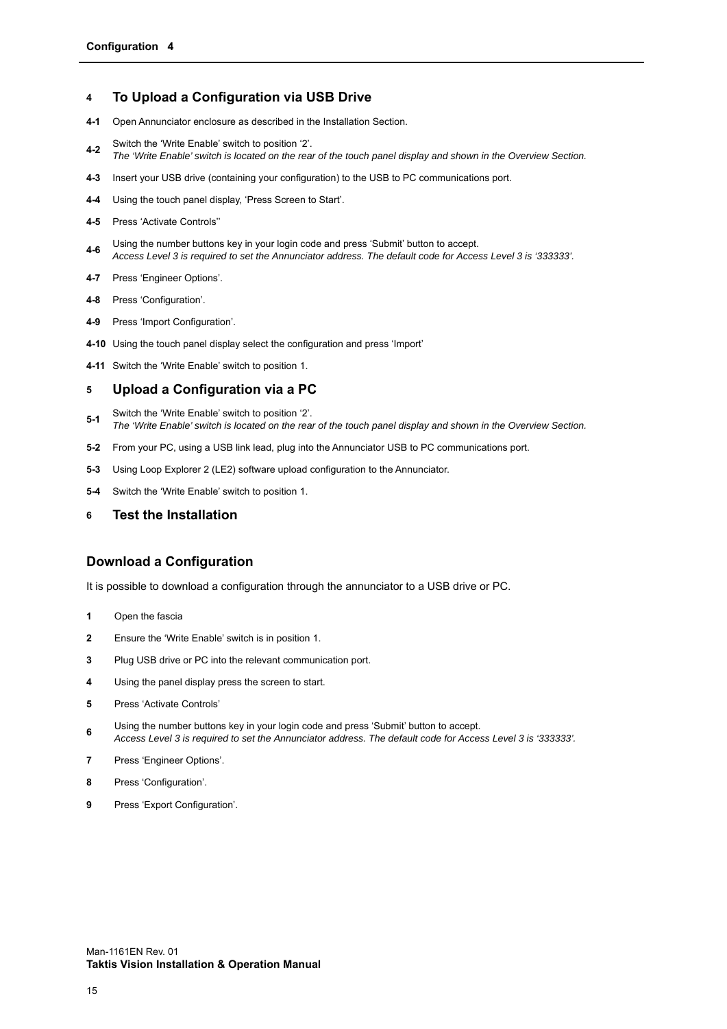## 4 To Upload a Configuration via USB Drive

**4-1** Open Annunciator enclosure as described in the Installation Section.

**4-2** Switch the 'Write Enable' switch to position '2'.
*The 'Write Enable' switch is located on the rear of the touch panel display and shown in the Overview Section.*

**4-3** Insert your USB drive (containing your configuration) to the USB to PC communications port.

**4-4** Using the touch panel display, 'Press Screen to Start'.

**4-5** Press 'Activate Controls''

**4-6** Using the number buttons key in your login code and press 'Submit' button to accept.
*Access Level 3 is required to set the Annunciator address. The default code for Access Level 3 is '333333'.*

**4-7** Press 'Engineer Options'.

**4-8** Press 'Configuration'.

**4-9** Press 'Import Configuration'.

**4-10** Using the touch panel display select the configuration and press 'Import'

**4-11** Switch the 'Write Enable' switch to position 1.

## 5 Upload a Configuration via a PC

**5-1** Switch the 'Write Enable' switch to position '2'.
*The 'Write Enable' switch is located on the rear of the touch panel display and shown in the Overview Section.*

**5-2** From your PC, using a USB link lead, plug into the Annunciator USB to PC communications port.

**5-3** Using Loop Explorer 2 (LE2) software upload configuration to the Annunciator.

**5-4** Switch the 'Write Enable' switch to position 1.

## 6 Test the Installation

## Download a Configuration

It is possible to download a configuration through the annunciator to a USB drive or PC.

**1** Open the fascia

**2** Ensure the 'Write Enable' switch is in position 1.

**3** Plug USB drive or PC into the relevant communication port.

**4** Using the panel display press the screen to start.

**5** Press 'Activate Controls'

**6** Using the number buttons key in your login code and press 'Submit' button to accept.
*Access Level 3 is required to set the Annunciator address. The default code for Access Level 3 is '333333'.*

**7** Press 'Engineer Options'.

**8** Press 'Configuration'.

**9** Press 'Export Configuration'.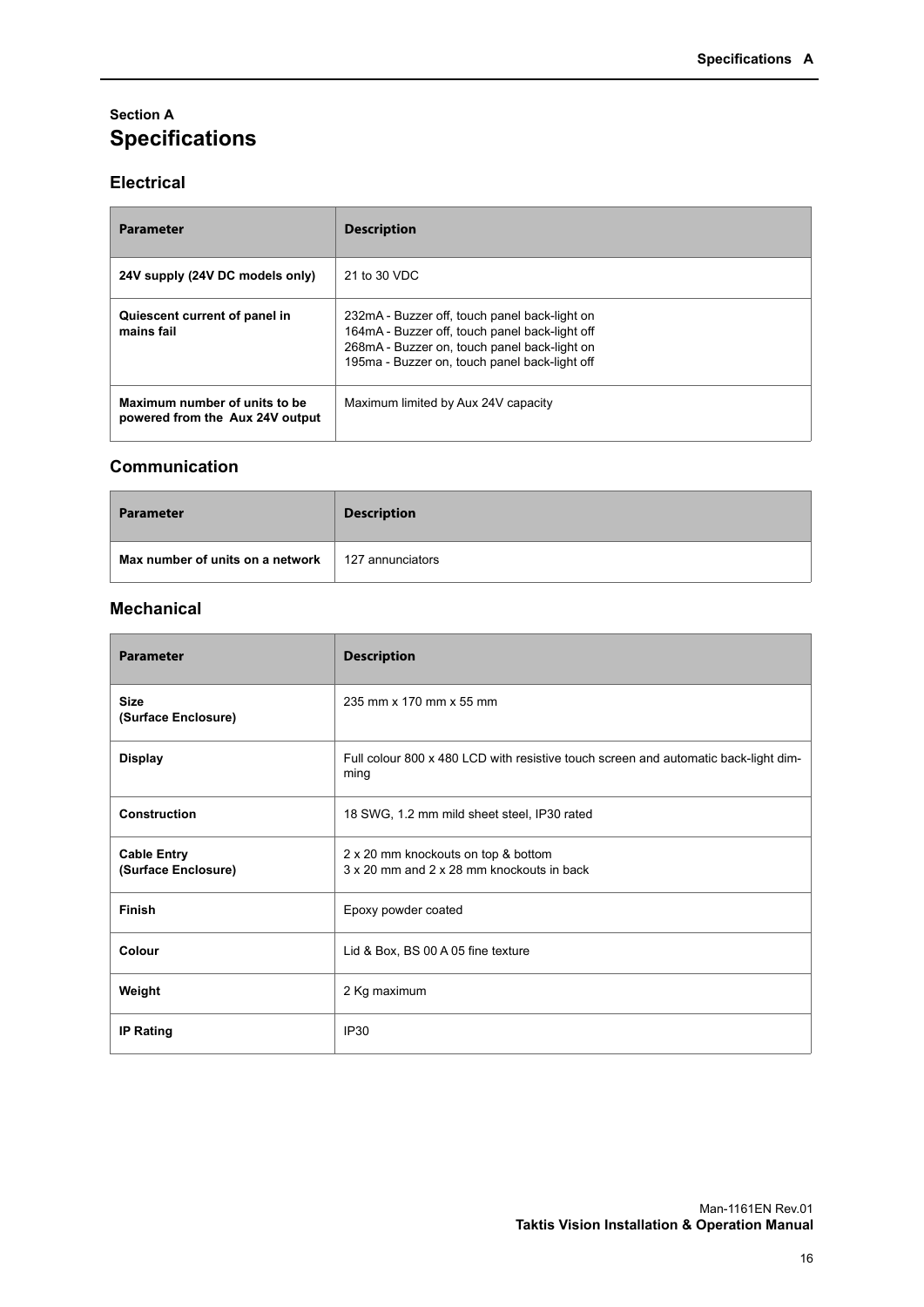Section A
# Specifications

## Electrical

| Parameter | Description |
| --- | --- |
| **24V supply (24V DC models only)** | 21 to 30 VDC |
| **Quiescent current of panel in mains fail** | 232mA - Buzzer off, touch panel back-light on<br>164mA - Buzzer off, touch panel back-light off<br>268mA - Buzzer on, touch panel back-light on<br>195ma - Buzzer on, touch panel back-light off |
| **Maximum number of units to be powered from the Aux 24V output** | Maximum limited by Aux 24V capacity |

## Communication

| Parameter | Description |
| --- | --- |
| **Max number of units on a network** | 127 annunciators |

## Mechanical

| Parameter | Description |
| --- | --- |
| **Size (Surface Enclosure)** | 235 mm x 170 mm x 55 mm |
| **Display** | Full colour 800 x 480 LCD with resistive touch screen and automatic back-light dimming |
| **Construction** | 18 SWG, 1.2 mm mild sheet steel, IP30 rated |
| **Cable Entry (Surface Enclosure)** | 2 x 20 mm knockouts on top & bottom<br>3 x 20 mm and 2 x 28 mm knockouts in back |
| **Finish** | Epoxy powder coated |
| **Colour** | Lid & Box, BS 00 A 05 fine texture |
| **Weight** | 2 Kg maximum |
| **IP Rating** | IP30 |